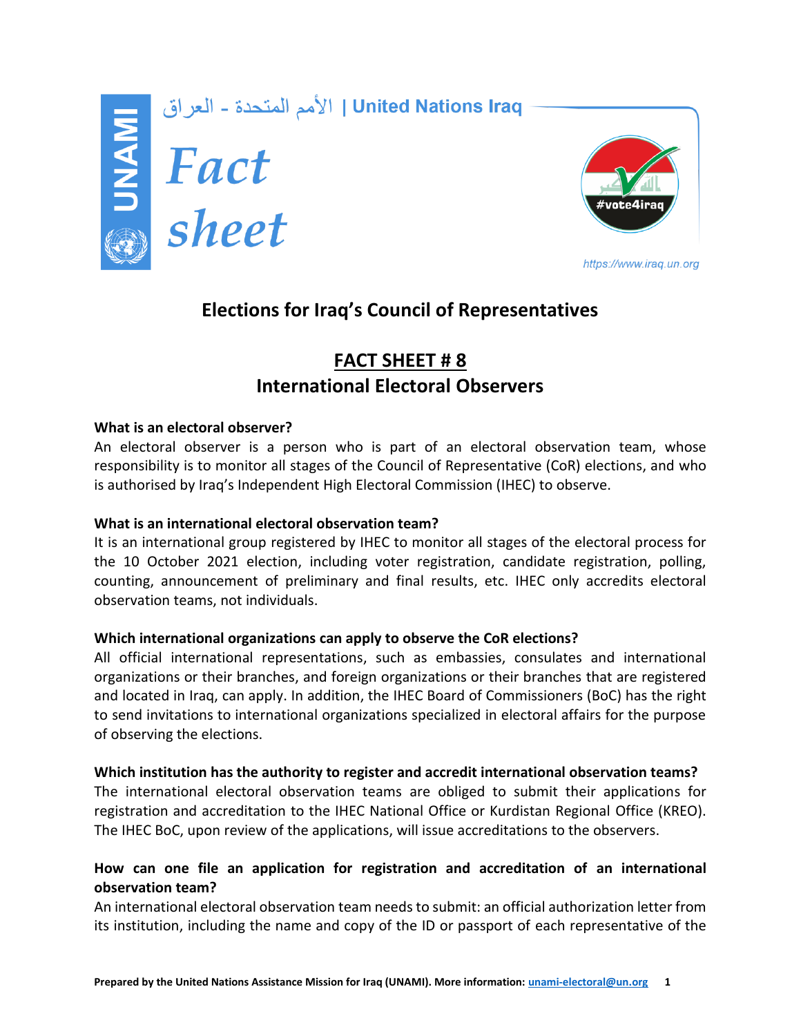الأمم المتحدة - العراق | United Nations Iraq

UNAMI

*Fact sheet*

#vote4iraq

https://www.iraq.un.org

# Elections for Iraq's Council of Representatives

## FACT SHEET # 8
## International Electoral Observers

**What is an electoral observer?**
An electoral observer is a person who is part of an electoral observation team, whose responsibility is to monitor all stages of the Council of Representative (CoR) elections, and who is authorised by Iraq's Independent High Electoral Commission (IHEC) to observe.

**What is an international electoral observation team?**
It is an international group registered by IHEC to monitor all stages of the electoral process for the 10 October 2021 election, including voter registration, candidate registration, polling, counting, announcement of preliminary and final results, etc. IHEC only accredits electoral observation teams, not individuals.

**Which international organizations can apply to observe the CoR elections?**
All official international representations, such as embassies, consulates and international organizations or their branches, and foreign organizations or their branches that are registered and located in Iraq, can apply. In addition, the IHEC Board of Commissioners (BoC) has the right to send invitations to international organizations specialized in electoral affairs for the purpose of observing the elections.

**Which institution has the authority to register and accredit international observation teams?**
The international electoral observation teams are obliged to submit their applications for registration and accreditation to the IHEC National Office or Kurdistan Regional Office (KREO). The IHEC BoC, upon review of the applications, will issue accreditations to the observers.

**How can one file an application for registration and accreditation of an international observation team?**
An international electoral observation team needs to submit: an official authorization letter from its institution, including the name and copy of the ID or passport of each representative of the

Prepared by the United Nations Assistance Mission for Iraq (UNAMI). More information: unami-electoral@un.org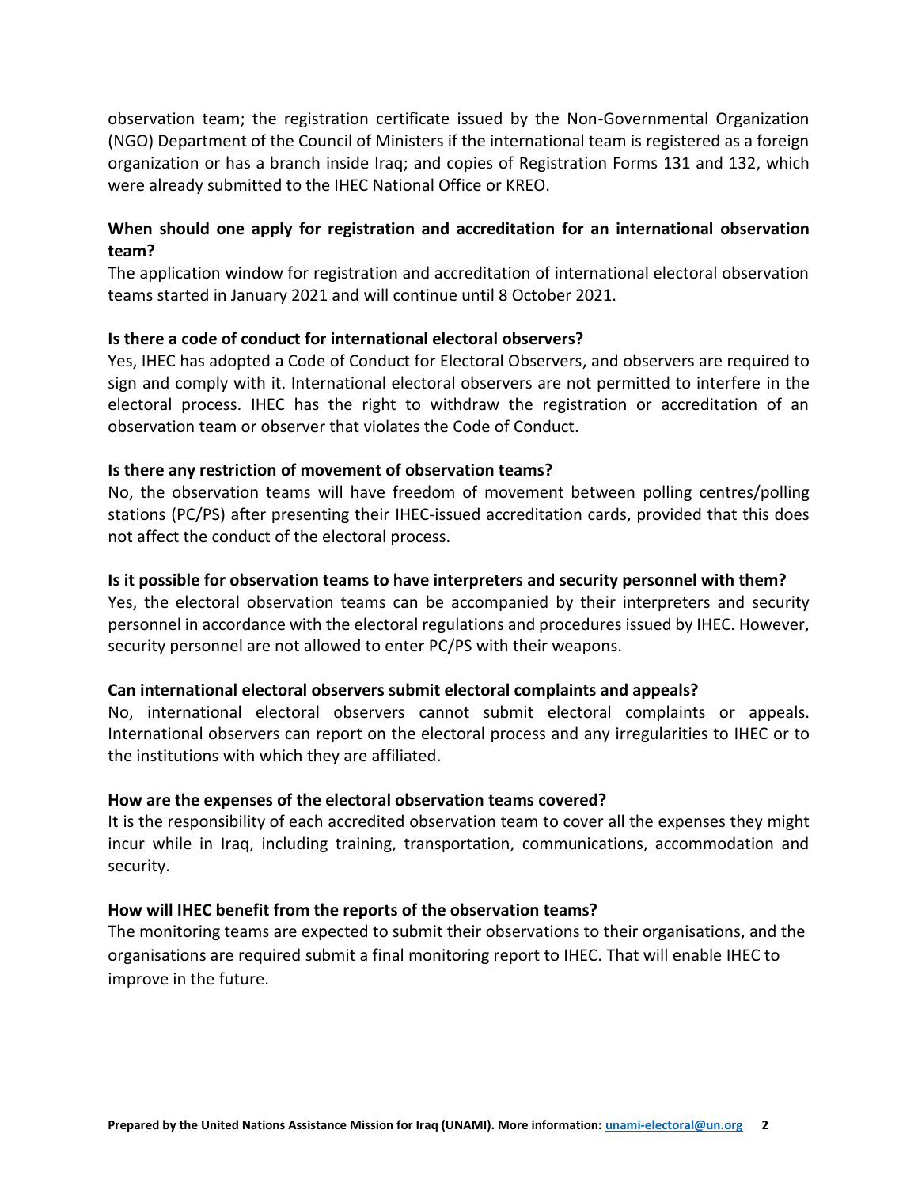observation team; the registration certificate issued by the Non-Governmental Organization (NGO) Department of the Council of Ministers if the international team is registered as a foreign organization or has a branch inside Iraq; and copies of Registration Forms 131 and 132, which were already submitted to the IHEC National Office or KREO.

**When should one apply for registration and accreditation for an international observation team?**

The application window for registration and accreditation of international electoral observation teams started in January 2021 and will continue until 8 October 2021.

**Is there a code of conduct for international electoral observers?**

Yes, IHEC has adopted a Code of Conduct for Electoral Observers, and observers are required to sign and comply with it. International electoral observers are not permitted to interfere in the electoral process. IHEC has the right to withdraw the registration or accreditation of an observation team or observer that violates the Code of Conduct.

**Is there any restriction of movement of observation teams?**

No, the observation teams will have freedom of movement between polling centres/polling stations (PC/PS) after presenting their IHEC-issued accreditation cards, provided that this does not affect the conduct of the electoral process.

**Is it possible for observation teams to have interpreters and security personnel with them?**

Yes, the electoral observation teams can be accompanied by their interpreters and security personnel in accordance with the electoral regulations and procedures issued by IHEC. However, security personnel are not allowed to enter PC/PS with their weapons.

**Can international electoral observers submit electoral complaints and appeals?**

No, international electoral observers cannot submit electoral complaints or appeals. International observers can report on the electoral process and any irregularities to IHEC or to the institutions with which they are affiliated.

**How are the expenses of the electoral observation teams covered?**

It is the responsibility of each accredited observation team to cover all the expenses they might incur while in Iraq, including training, transportation, communications, accommodation and security.

**How will IHEC benefit from the reports of the observation teams?**

The monitoring teams are expected to submit their observations to their organisations, and the organisations are required submit a final monitoring report to IHEC. That will enable IHEC to improve in the future.

**Prepared by the United Nations Assistance Mission for Iraq (UNAMI). More information: unami-electoral@un.org**